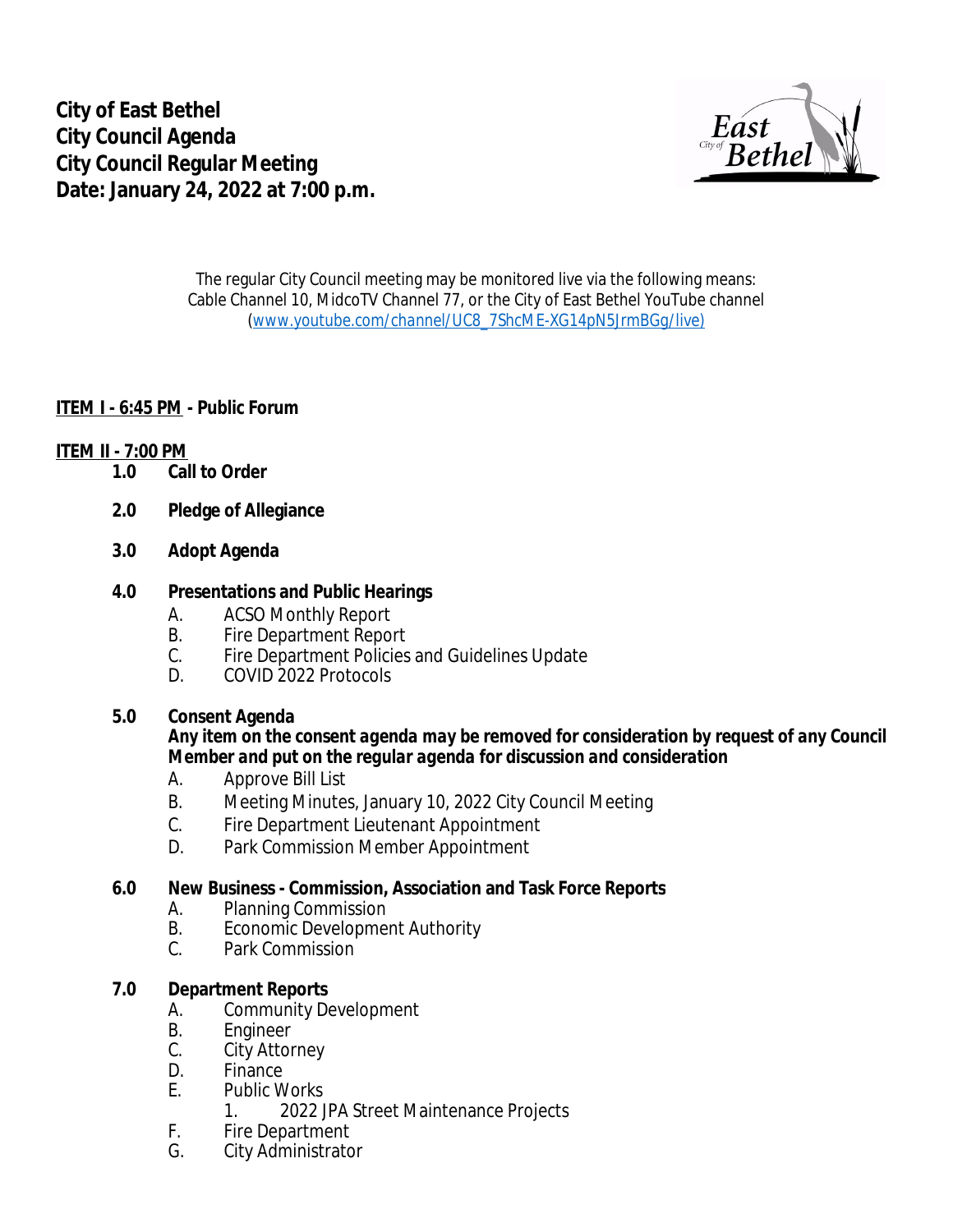# City of East Bethel
# City Council Agenda
# City Council Regular Meeting
# Date: January 24, 2022 at 7:00 p.m.

The regular City Council meeting may be monitored live via the following means:
Cable Channel 10, MidcoTV Channel 77, or the City of East Bethel YouTube channel
(www.youtube.com/channel/UC8_7ShcME-XG14pN5JrmBGg/live)

**ITEM I - 6:45 PM - Public Forum**

**ITEM II - 7:00 PM**

**1.0 Call to Order**

**2.0 Pledge of Allegiance**

**3.0 Adopt Agenda**

**4.0 Presentations and Public Hearings**

A. ACSO Monthly Report
B. Fire Department Report
C. Fire Department Policies and Guidelines Update
D. COVID 2022 Protocols

**5.0 Consent Agenda**

***Any item on the consent agenda may be removed for consideration by request of any Council Member and put on the regular agenda for discussion and consideration***

A. Approve Bill List
B. Meeting Minutes, January 10, 2022 City Council Meeting
C. Fire Department Lieutenant Appointment
D. Park Commission Member Appointment

**6.0 New Business - Commission, Association and Task Force Reports**

A. Planning Commission
B. Economic Development Authority
C. Park Commission

**7.0 Department Reports**

A. Community Development
B. Engineer
C. City Attorney
D. Finance
E. Public Works
    1. 2022 JPA Street Maintenance Projects
F. Fire Department
G. City Administrator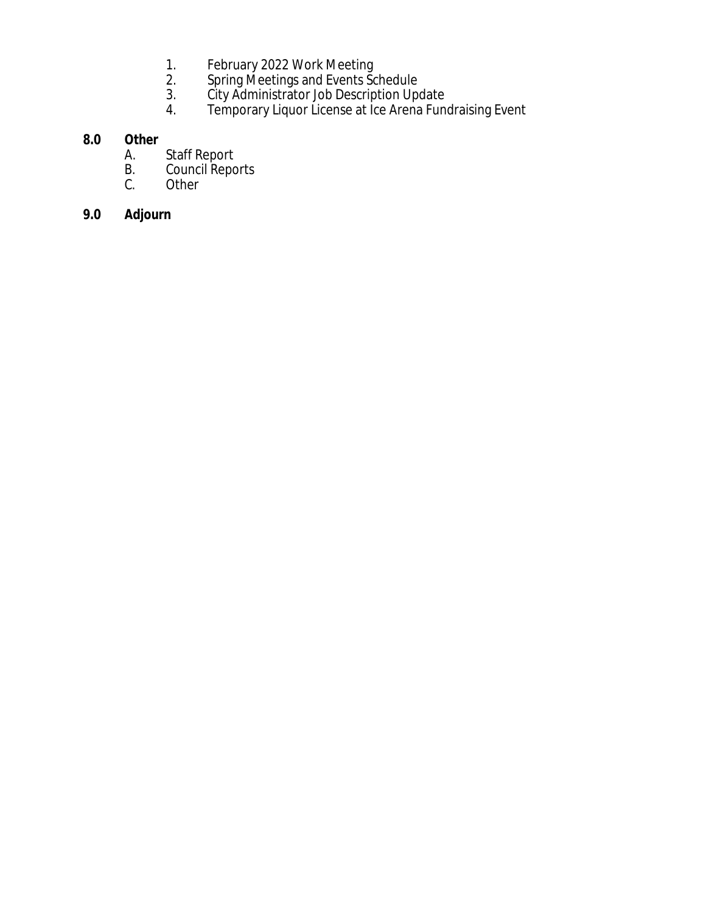1. February 2022 Work Meeting
2. Spring Meetings and Events Schedule
3. City Administrator Job Description Update
4. Temporary Liquor License at Ice Arena Fundraising Event

**8.0 Other**

A. Staff Report

B. Council Reports

C. Other

**9.0 Adjourn**